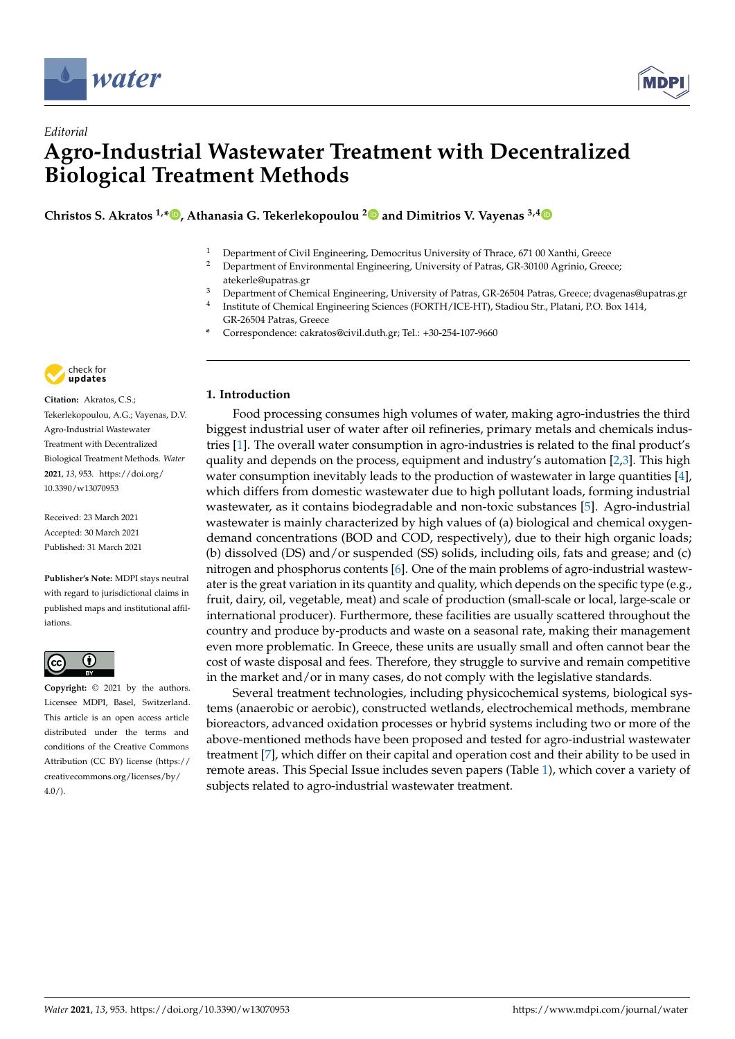*Editorial*

# Agro-Industrial Wastewater Treatment with Decentralized Biological Treatment Methods

**Christos S. Akratos [1,*], Athanasia G. Tekerlekopoulou [2] and Dimitrios V. Vayenas [3,4]**

[1] Department of Civil Engineering, Democritus University of Thrace, 671 00 Xanthi, Greece
[2] Department of Environmental Engineering, University of Patras, GR-30100 Agrinio, Greece; atekerle@upatras.gr
[3] Department of Chemical Engineering, University of Patras, GR-26504 Patras, Greece; dvagenas@upatras.gr
[4] Institute of Chemical Engineering Sciences (FORTH/ICE-HT), Stadiou Str., Platani, P.O. Box 1414, GR-26504 Patras, Greece
\* Correspondence: cakratos@civil.duth.gr; Tel.: +30-254-107-9660

**Citation:** Akratos, C.S.; Tekerlekopoulou, A.G.; Vayenas, D.V. Agro-Industrial Wastewater Treatment with Decentralized Biological Treatment Methods. *Water* **2021**, *13*, 953. https://doi.org/10.3390/w13070953

Received: 23 March 2021
Accepted: 30 March 2021
Published: 31 March 2021

**Publisher's Note:** MDPI stays neutral with regard to jurisdictional claims in published maps and institutional affiliations.

**Copyright:** © 2021 by the authors. Licensee MDPI, Basel, Switzerland. This article is an open access article distributed under the terms and conditions of the Creative Commons Attribution (CC BY) license (https://creativecommons.org/licenses/by/4.0/).

## 1. Introduction

Food processing consumes high volumes of water, making agro-industries the third biggest industrial user of water after oil refineries, primary metals and chemicals industries [1]. The overall water consumption in agro-industries is related to the final product's quality and depends on the process, equipment and industry's automation [2,3]. This high water consumption inevitably leads to the production of wastewater in large quantities [4], which differs from domestic wastewater due to high pollutant loads, forming industrial wastewater, as it contains biodegradable and non-toxic substances [5]. Agro-industrial wastewater is mainly characterized by high values of (a) biological and chemical oxygen-demand concentrations (BOD and COD, respectively), due to their high organic loads; (b) dissolved (DS) and/or suspended (SS) solids, including oils, fats and grease; and (c) nitrogen and phosphorus contents [6]. One of the main problems of agro-industrial wastewater is the great variation in its quantity and quality, which depends on the specific type (e.g., fruit, dairy, oil, vegetable, meat) and scale of production (small-scale or local, large-scale or international producer). Furthermore, these facilities are usually scattered throughout the country and produce by-products and waste on a seasonal rate, making their management even more problematic. In Greece, these units are usually small and often cannot bear the cost of waste disposal and fees. Therefore, they struggle to survive and remain competitive in the market and/or in many cases, do not comply with the legislative standards.

Several treatment technologies, including physicochemical systems, biological systems (anaerobic or aerobic), constructed wetlands, electrochemical methods, membrane bioreactors, advanced oxidation processes or hybrid systems including two or more of the above-mentioned methods have been proposed and tested for agro-industrial wastewater treatment [7], which differ on their capital and operation cost and their ability to be used in remote areas. This Special Issue includes seven papers (Table 1), which cover a variety of subjects related to agro-industrial wastewater treatment.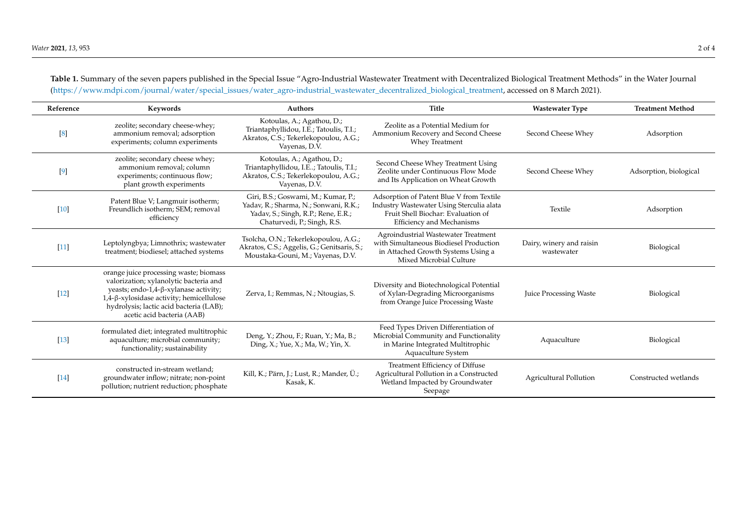**Table 1.** Summary of the seven papers published in the Special Issue "Agro-Industrial Wastewater Treatment with Decentralized Biological Treatment Methods" in the Water Journal (https://www.mdpi.com/journal/water/special_issues/water_agro-industrial_wastewater_decentralized_biological_treatment, accessed on 8 March 2021).

| Reference | Keywords | Authors | Title | Wastewater Type | Treatment Method |
|---|---|---|---|---|---|
| [8] | zeolite; secondary cheese-whey; ammonium removal; adsorption experiments; column experiments | Kotoulas, A.; Agathou, D.; Triantaphyllidou, I.E.; Tatoulis, T.I.; Akratos, C.S.; Tekerlekopoulou, A.G.; Vayenas, D.V. | Zeolite as a Potential Medium for Ammonium Recovery and Second Cheese Whey Treatment | Second Cheese Whey | Adsorption |
| [9] | zeolite; secondary cheese whey; ammonium removal; column experiments; continuous flow; plant growth experiments | Kotoulas, A.; Agathou, D.; Triantaphyllidou, I.E..; Tatoulis, T.I.; Akratos, C.S.; Tekerlekopoulou, A.G.; Vayenas, D.V. | Second Cheese Whey Treatment Using Zeolite under Continuous Flow Mode and Its Application on Wheat Growth | Second Cheese Whey | Adsorption, biological |
| [10] | Patent Blue V; Langmuir isotherm; Freundlich isotherm; SEM; removal efficiency | Giri, B.S.; Goswami, M.; Kumar, P.; Yadav, R.; Sharma, N.; Sonwani, R.K.; Yadav, S.; Singh, R.P.; Rene, E.R.; Chaturvedi, P.; Singh, R.S. | Adsorption of Patent Blue V from Textile Industry Wastewater Using Sterculia alata Fruit Shell Biochar: Evaluation of Efficiency and Mechanisms | Textile | Adsorption |
| [11] | Leptolyngbya; Limnothrix; wastewater treatment; biodiesel; attached systems | Tsolcha, O.N.; Tekerlekopoulou, A.G.; Akratos, C.S.; Aggelis, G.; Genitsaris, S.; Moustaka-Gouni, M.; Vayenas, D.V. | Agroindustrial Wastewater Treatment with Simultaneous Biodiesel Production in Attached Growth Systems Using a Mixed Microbial Culture | Dairy, winery and raisin wastewater | Biological |
| [12] | orange juice processing waste; biomass valorization; xylanolytic bacteria and yeasts; endo-1,4-β-xylanase activity; 1,4-β-xylosidase activity; hemicellulose hydrolysis; lactic acid bacteria (LAB); acetic acid bacteria (AAB) | Zerva, I.; Remmas, N.; Ntougias, S. | Diversity and Biotechnological Potential of Xylan-Degrading Microorganisms from Orange Juice Processing Waste | Juice Processing Waste | Biological |
| [13] | formulated diet; integrated multitrophic aquaculture; microbial community; functionality; sustainability | Deng, Y.; Zhou, F.; Ruan, Y.; Ma, B.; Ding, X.; Yue, X.; Ma, W.; Yin, X. | Feed Types Driven Differentiation of Microbial Community and Functionality in Marine Integrated Multitrophic Aquaculture System | Aquaculture | Biological |
| [14] | constructed in-stream wetland; groundwater inflow; nitrate; non-point pollution; nutrient reduction; phosphate | Kill, K.; Pärn, J.; Lust, R.; Mander, Ü.; Kasak, K. | Treatment Efficiency of Diffuse Agricultural Pollution in a Constructed Wetland Impacted by Groundwater Seepage | Agricultural Pollution | Constructed wetlands |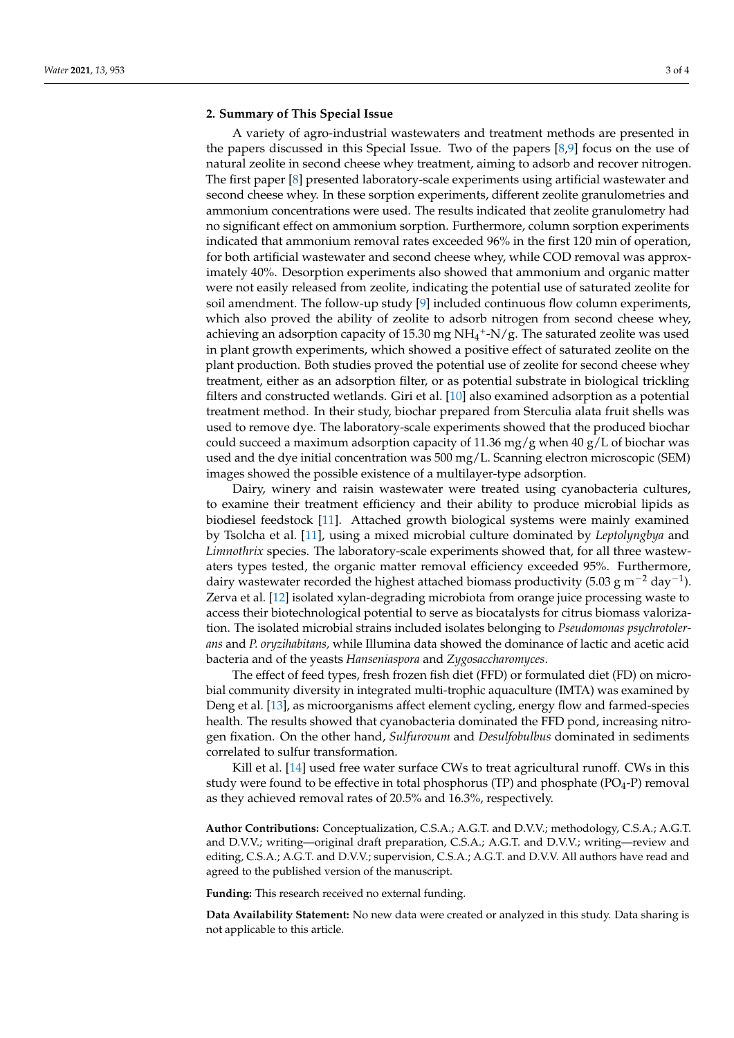## 2. Summary of This Special Issue

A variety of agro-industrial wastewaters and treatment methods are presented in the papers discussed in this Special Issue. Two of the papers [8,9] focus on the use of natural zeolite in second cheese whey treatment, aiming to adsorb and recover nitrogen. The first paper [8] presented laboratory-scale experiments using artificial wastewater and second cheese whey. In these sorption experiments, different zeolite granulometries and ammonium concentrations were used. The results indicated that zeolite granulometry had no significant effect on ammonium sorption. Furthermore, column sorption experiments indicated that ammonium removal rates exceeded 96% in the first 120 min of operation, for both artificial wastewater and second cheese whey, while COD removal was approximately 40%. Desorption experiments also showed that ammonium and organic matter were not easily released from zeolite, indicating the potential use of saturated zeolite for soil amendment. The follow-up study [9] included continuous flow column experiments, which also proved the ability of zeolite to adsorb nitrogen from second cheese whey, achieving an adsorption capacity of 15.30 mg $NH_4^+$-N/g. The saturated zeolite was used in plant growth experiments, which showed a positive effect of saturated zeolite on the plant production. Both studies proved the potential use of zeolite for second cheese whey treatment, either as an adsorption filter, or as potential substrate in biological trickling filters and constructed wetlands. Giri et al. [10] also examined adsorption as a potential treatment method. In their study, biochar prepared from Sterculia alata fruit shells was used to remove dye. The laboratory-scale experiments showed that the produced biochar could succeed a maximum adsorption capacity of 11.36 mg/g when 40 g/L of biochar was used and the dye initial concentration was 500 mg/L. Scanning electron microscopic (SEM) images showed the possible existence of a multilayer-type adsorption.

Dairy, winery and raisin wastewater were treated using cyanobacteria cultures, to examine their treatment efficiency and their ability to produce microbial lipids as biodiesel feedstock [11]. Attached growth biological systems were mainly examined by Tsolcha et al. [11], using a mixed microbial culture dominated by *Leptolyngbya* and *Limnothrix* species. The laboratory-scale experiments showed that, for all three wastewaters types tested, the organic matter removal efficiency exceeded 95%. Furthermore, dairy wastewater recorded the highest attached biomass productivity (5.03 g $m^{-2}$ $day^{-1}$). Zerva et al. [12] isolated xylan-degrading microbiota from orange juice processing waste to access their biotechnological potential to serve as biocatalysts for citrus biomass valorization. The isolated microbial strains included isolates belonging to *Pseudomonas psychrotolerans* and *P. oryzihabitans,* while Illumina data showed the dominance of lactic and acetic acid bacteria and of the yeasts *Hanseniaspora* and *Zygosaccharomyces*.

The effect of feed types, fresh frozen fish diet (FFD) or formulated diet (FD) on microbial community diversity in integrated multi-trophic aquaculture (IMTA) was examined by Deng et al. [13], as microorganisms affect element cycling, energy flow and farmed-species health. The results showed that cyanobacteria dominated the FFD pond, increasing nitrogen fixation. On the other hand, *Sulfurovum* and *Desulfobulbus* dominated in sediments correlated to sulfur transformation.

Kill et al. [14] used free water surface CWs to treat agricultural runoff. CWs in this study were found to be effective in total phosphorus (TP) and phosphate ($PO_4$-P) removal as they achieved removal rates of 20.5% and 16.3%, respectively.

**Author Contributions:** Conceptualization, C.S.A.; A.G.T. and D.V.V.; methodology, C.S.A.; A.G.T. and D.V.V.; writing—original draft preparation, C.S.A.; A.G.T. and D.V.V.; writing—review and editing, C.S.A.; A.G.T. and D.V.V.; supervision, C.S.A.; A.G.T. and D.V.V. All authors have read and agreed to the published version of the manuscript.

**Funding:** This research received no external funding.

**Data Availability Statement:** No new data were created or analyzed in this study. Data sharing is not applicable to this article.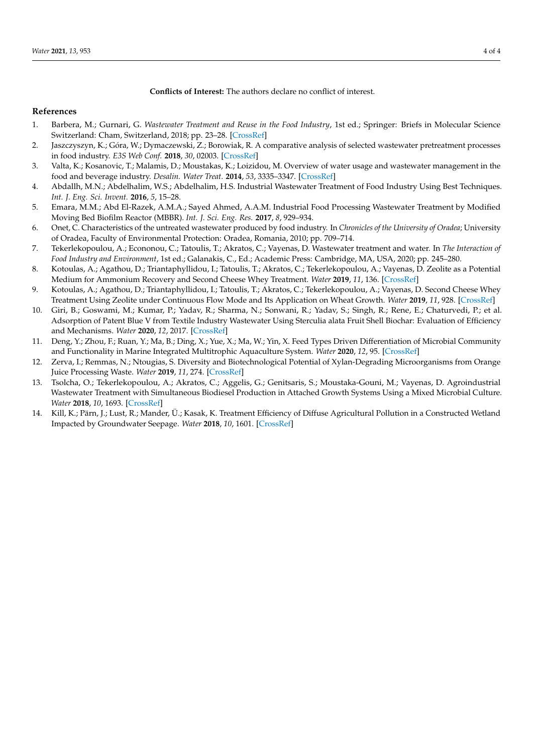**Conflicts of Interest:** The authors declare no conflict of interest.

## References

1. Barbera, M.; Gurnari, G. *Wastewater Treatment and Reuse in the Food Industry*, 1st ed.; Springer: Briefs in Molecular Science Switzerland: Cham, Switzerland, 2018; pp. 23–28. [CrossRef]
2. Jaszczyszyn, K.; Góra, W.; Dymaczewski, Z.; Borowiak, R. A comparative analysis of selected wastewater pretreatment processes in food industry. *E3S Web Conf.* **2018**, *30*, 02003. [CrossRef]
3. Valta, K.; Kosanovic, T.; Malamis, D.; Moustakas, K.; Loizidou, M. Overview of water usage and wastewater management in the food and beverage industry. *Desalin. Water Treat.* **2014**, *53*, 3335–3347. [CrossRef]
4. Abdallh, M.N.; Abdelhalim, W.S.; Abdelhalim, H.S. Industrial Wastewater Treatment of Food Industry Using Best Techniques. *Int. J. Eng. Sci. Invent.* **2016**, *5*, 15–28.
5. Emara, M.M.; Abd El-Razek, A.M.A.; Sayed Ahmed, A.A.M. Industrial Food Processing Wastewater Treatment by Modified Moving Bed Biofilm Reactor (MBBR). *Int. J. Sci. Eng. Res.* **2017**, *8*, 929–934.
6. Onet, C. Characteristics of the untreated wastewater produced by food industry. In *Chronicles of the University of Oradea*; University of Oradea, Faculty of Environmental Protection: Oradea, Romania, 2010; pp. 709–714.
7. Tekerlekopoulou, A.; Econonou, C.; Tatoulis, T.; Akratos, C.; Vayenas, D. Wastewater treatment and water. In *The Interaction of Food Industry and Environment*, 1st ed.; Galanakis, C., Ed.; Academic Press: Cambridge, MA, USA, 2020; pp. 245–280.
8. Kotoulas, A.; Agathou, D.; Triantaphyllidou, I.; Tatoulis, T.; Akratos, C.; Tekerlekopoulou, A.; Vayenas, D. Zeolite as a Potential Medium for Ammonium Recovery and Second Cheese Whey Treatment. *Water* **2019**, *11*, 136. [CrossRef]
9. Kotoulas, A.; Agathou, D.; Triantaphyllidou, I.; Tatoulis, T.; Akratos, C.; Tekerlekopoulou, A.; Vayenas, D. Second Cheese Whey Treatment Using Zeolite under Continuous Flow Mode and Its Application on Wheat Growth. *Water* **2019**, *11*, 928. [CrossRef]
10. Giri, B.; Goswami, M.; Kumar, P.; Yadav, R.; Sharma, N.; Sonwani, R.; Yadav, S.; Singh, R.; Rene, E.; Chaturvedi, P.; et al. Adsorption of Patent Blue V from Textile Industry Wastewater Using Sterculia alata Fruit Shell Biochar: Evaluation of Efficiency and Mechanisms. *Water* **2020**, *12*, 2017. [CrossRef]
11. Deng, Y.; Zhou, F.; Ruan, Y.; Ma, B.; Ding, X.; Yue, X.; Ma, W.; Yin, X. Feed Types Driven Differentiation of Microbial Community and Functionality in Marine Integrated Multitrophic Aquaculture System. *Water* **2020**, *12*, 95. [CrossRef]
12. Zerva, I.; Remmas, N.; Ntougias, S. Diversity and Biotechnological Potential of Xylan-Degrading Microorganisms from Orange Juice Processing Waste. *Water* **2019**, *11*, 274. [CrossRef]
13. Tsolcha, O.; Tekerlekopoulou, A.; Akratos, C.; Aggelis, G.; Genitsaris, S.; Moustaka-Gouni, M.; Vayenas, D. Agroindustrial Wastewater Treatment with Simultaneous Biodiesel Production in Attached Growth Systems Using a Mixed Microbial Culture. *Water* **2018**, *10*, 1693. [CrossRef]
14. Kill, K.; Pärn, J.; Lust, R.; Mander, Ü.; Kasak, K. Treatment Efficiency of Diffuse Agricultural Pollution in a Constructed Wetland Impacted by Groundwater Seepage. *Water* **2018**, *10*, 1601. [CrossRef]